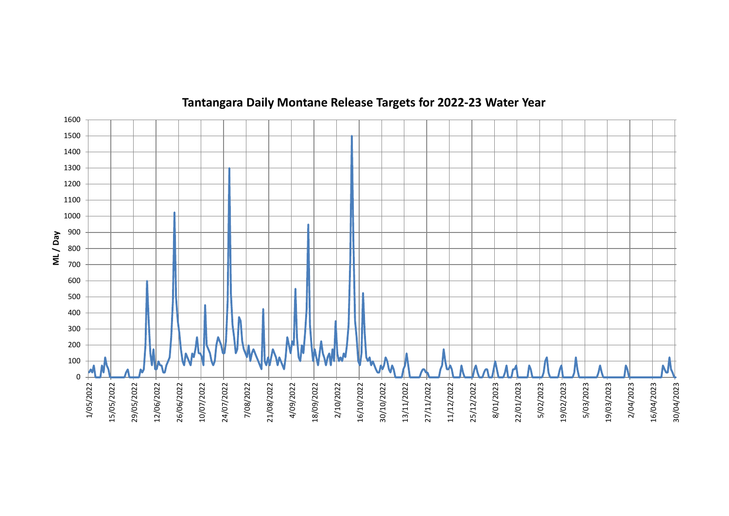# Tantangara Daily Montane Release Targets for 2022-23 Water Year

ML / Day

1600
1500
1400
1300
1200
1100
1000
900
800
700
600
500
400
300
200
100
0

1/05/2022
15/05/2022
29/05/2022
12/06/2022
26/06/2022
10/07/2022
24/07/2022
7/08/2022
21/08/2022
4/09/2022
18/09/2022
2/10/2022
16/10/2022
30/10/2022
13/11/2022
27/11/2022
11/12/2022
25/12/2022
8/01/2023
22/01/2023
5/02/2023
19/02/2023
5/03/2023
19/03/2023
2/04/2023
16/04/2023
30/04/2023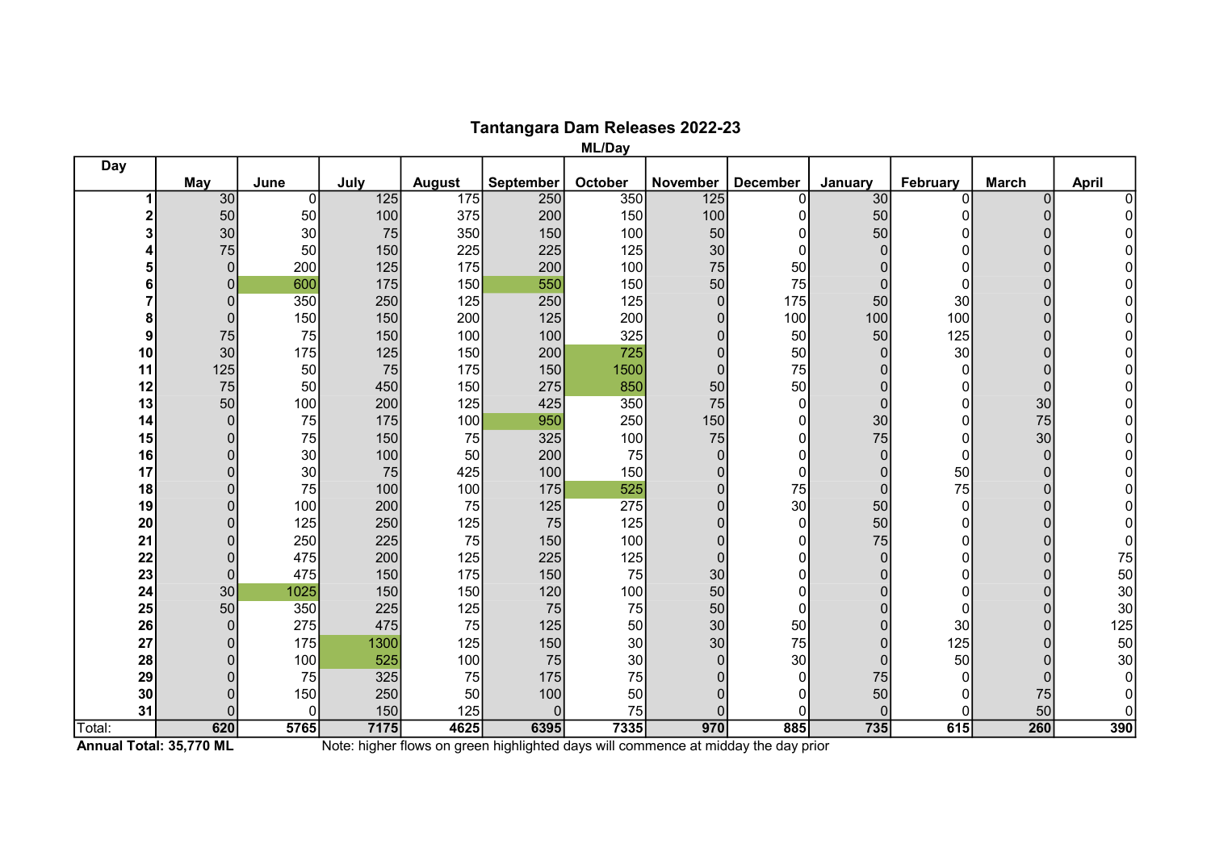# Tantangara Dam Releases 2022-23

ML/Day

| Day | May | June | July | August | September | October | November | December | January | February | March | April |
|---|---|---|---|---|---|---|---|---|---|---|---|---|
| 1 | 30 | 0 | 125 | 175 | 250 | 350 | 125 | 0 | 30 | 0 | 0 | 0 |
| 2 | 50 | 50 | 100 | 375 | 200 | 150 | 100 | 0 | 50 | 0 | 0 | 0 |
| 3 | 30 | 30 | 75 | 350 | 150 | 100 | 50 | 0 | 50 | 0 | 0 | 0 |
| 4 | 75 | 50 | 150 | 225 | 225 | 125 | 30 | 0 | 0 | 0 | 0 | 0 |
| 5 | 0 | 200 | 125 | 175 | 200 | 100 | 75 | 50 | 0 | 0 | 0 | 0 |
| 6 | 0 | 600 | 175 | 150 | 550 | 150 | 50 | 75 | 0 | 0 | 0 | 0 |
| 7 | 0 | 350 | 250 | 125 | 250 | 125 | 0 | 175 | 50 | 30 | 0 | 0 |
| 8 | 0 | 150 | 150 | 200 | 125 | 200 | 0 | 100 | 100 | 100 | 0 | 0 |
| 9 | 75 | 75 | 150 | 100 | 100 | 325 | 0 | 50 | 50 | 125 | 0 | 0 |
| 10 | 30 | 175 | 125 | 150 | 200 | 725 | 0 | 50 | 0 | 30 | 0 | 0 |
| 11 | 125 | 50 | 75 | 175 | 150 | 1500 | 0 | 75 | 0 | 0 | 0 | 0 |
| 12 | 75 | 50 | 450 | 150 | 275 | 850 | 50 | 50 | 0 | 0 | 0 | 0 |
| 13 | 50 | 100 | 200 | 125 | 425 | 350 | 75 | 0 | 0 | 0 | 30 | 0 |
| 14 | 0 | 75 | 175 | 100 | 950 | 250 | 150 | 0 | 30 | 0 | 75 | 0 |
| 15 | 0 | 75 | 150 | 75 | 325 | 100 | 75 | 0 | 75 | 0 | 30 | 0 |
| 16 | 0 | 30 | 100 | 50 | 200 | 75 | 0 | 0 | 0 | 0 | 0 | 0 |
| 17 | 0 | 30 | 75 | 425 | 100 | 150 | 0 | 0 | 0 | 50 | 0 | 0 |
| 18 | 0 | 75 | 100 | 100 | 175 | 525 | 0 | 75 | 0 | 75 | 0 | 0 |
| 19 | 0 | 100 | 200 | 75 | 125 | 275 | 0 | 30 | 50 | 0 | 0 | 0 |
| 20 | 0 | 125 | 250 | 125 | 75 | 125 | 0 | 0 | 50 | 0 | 0 | 0 |
| 21 | 0 | 250 | 225 | 75 | 150 | 100 | 0 | 0 | 75 | 0 | 0 | 0 |
| 22 | 0 | 475 | 200 | 125 | 225 | 125 | 0 | 0 | 0 | 0 | 0 | 75 |
| 23 | 0 | 475 | 150 | 175 | 150 | 75 | 30 | 0 | 0 | 0 | 0 | 50 |
| 24 | 30 | 1025 | 150 | 150 | 120 | 100 | 50 | 0 | 0 | 0 | 0 | 30 |
| 25 | 50 | 350 | 225 | 125 | 75 | 75 | 50 | 0 | 0 | 0 | 0 | 30 |
| 26 | 0 | 275 | 475 | 75 | 125 | 50 | 30 | 50 | 0 | 30 | 0 | 125 |
| 27 | 0 | 175 | 1300 | 125 | 150 | 30 | 30 | 75 | 0 | 125 | 0 | 50 |
| 28 | 0 | 100 | 525 | 100 | 75 | 30 | 0 | 30 | 0 | 50 | 0 | 30 |
| 29 | 0 | 75 | 325 | 75 | 175 | 75 | 0 | 0 | 75 | 0 | 0 | 0 |
| 30 | 0 | 150 | 250 | 50 | 100 | 50 | 0 | 0 | 50 | 0 | 75 | 0 |
| 31 | 0 | 0 | 150 | 125 | 0 | 75 | 0 | 0 | 0 | 0 | 50 | 0 |
| Total: | **620** | **5765** | **7175** | **4625** | **6395** | **7335** | **970** | **885** | **735** | **615** | **260** | **390** |

**Annual Total: 35,770 ML**

Note: higher flows on green highlighted days will commence at midday the day prior